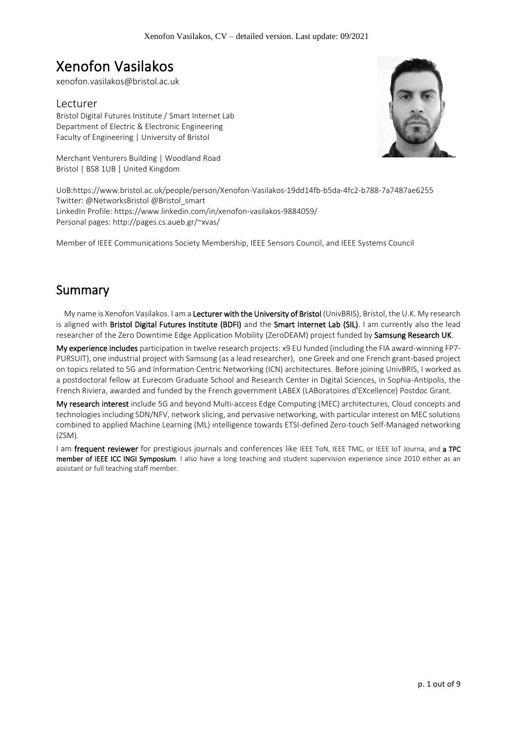# Xenofon Vasilakos

xenofon.vasilakos@bristol.ac.uk

## Lecturer

Bristol Digital Futures Institute / Smart Internet Lab
Department of Electric & Electronic Engineering
Faculty of Engineering | University of Bristol

Merchant Venturers Building | Woodland Road
Bristol | BS8 1UB | United Kingdom

UoB:https://www.bristol.ac.uk/people/person/Xenofon-Vasilakos-19dd14fb-b5da-4fc2-b788-7a7487ae6255
Twitter: @NetworksBristol @Bristol_smart
LinkedIn Profile: https://www.linkedin.com/in/xenofon-vasilakos-9884059/
Personal pages: http://pages.cs.aueb.gr/~xvas/

Member of IEEE Communications Society Membership, IEEE Sensors Council, and IEEE Systems Council

## Summary

My name is Xenofon Vasilakos. I am a **Lecturer with the University of Bristol** (UnivBRIS), Bristol, the U.K. My research is aligned with **Bristol Digital Futures Institute (BDFI)** and the **Smart Internet Lab (SIL)**. I am currently also the lead researcher of the Zero Downtime Edge Application Mobility (ZeroDEAM) project funded by **Samsung Research UK**.

**My experience includes** participation in twelve research projects: x9 EU funded (including the FIA award-winning FP7-PURSUIT), one industrial project with Samsung (as a lead researcher), one Greek and one French grant-based project on topics related to 5G and Information Centric Networking (ICN) architectures. Before joining UnivBRIS, I worked as a postdoctoral fellow at Eurecom Graduate School and Research Center in Digital Sciences, in Sophia-Antipolis, the French Riviera, awarded and funded by the French government LABEX (LABoratoires d'EXcellence) Postdoc Grant.

**My research interest** include 5G and beyond Multi-access Edge Computing (MEC) architectures, Cloud concepts and technologies including SDN/NFV, network slicing, and pervasive networking, with particular interest on MEC solutions combined to applied Machine Learning (ML) intelligence towards ETSI-defined Zero-touch Self-Managed networking (ZSM).

I am **frequent reviewer** for prestigious journals and conferences like IEEE ToN, IEEE TMC, or IEEE IoT Journa, and **a TPC member of IEEE ICC lNGI Symposium**. I also have a long teaching and student supervision experience since 2010 either as an assistant or full teaching staff member.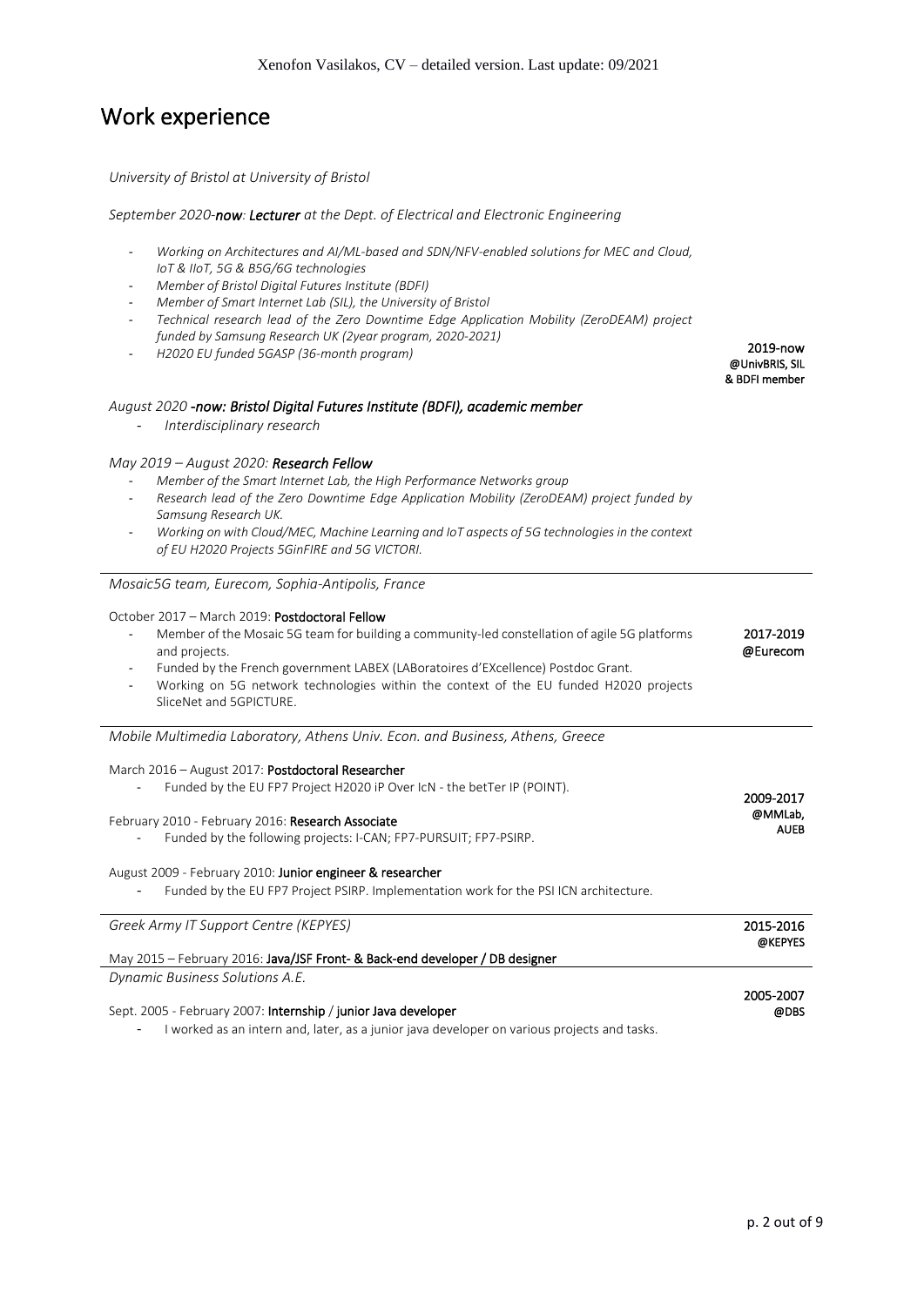# Work experience

*University of Bristol at University of Bristol*

*September 2020-**now**: **Lecturer** at the Dept. of Electrical and Electronic Engineering*

- *Working on Architectures and AI/ML-based and SDN/NFV-enabled solutions for MEC and Cloud, IoT & IIoT, 5G & B5G/6G technologies*
- *Member of Bristol Digital Futures Institute (BDFI)*
- *Member of Smart Internet Lab (SIL), the University of Bristol*
- *Technical research lead of the Zero Downtime Edge Application Mobility (ZeroDEAM) project funded by Samsung Research UK (2year program, 2020-2021)*
- *H2020 EU funded 5GASP (36-month program)*

**2019-now**
**@UnivBRIS, SIL & BDFI member**

*August 2020 **-now: Bristol Digital Futures Institute (BDFI), academic member***

- *Interdisciplinary research*

*May 2019 – August 2020: **Research Fellow***

- *Member of the Smart Internet Lab, the High Performance Networks group*
- *Research lead of the Zero Downtime Edge Application Mobility (ZeroDEAM) project funded by Samsung Research UK.*
- *Working on with Cloud/MEC, Machine Learning and IoT aspects of 5G technologies in the context of EU H2020 Projects 5GinFIRE and 5G VICTORI.*

---

*Mosaic5G team, Eurecom, Sophia-Antipolis, France*

October 2017 – March 2019: **Postdoctoral Fellow**

- Member of the Mosaic 5G team for building a community-led constellation of agile 5G platforms and projects.
- Funded by the French government LABEX (LABoratoires d'EXcellence) Postdoc Grant.
- Working on 5G network technologies within the context of the EU funded H2020 projects SliceNet and 5GPICTURE.

**2017-2019**
**@Eurecom**

---

*Mobile Multimedia Laboratory, Athens Univ. Econ. and Business, Athens, Greece*

March 2016 – August 2017: **Postdoctoral Researcher**

- Funded by the EU FP7 Project H2020 iP Over IcN - the betTer IP (POINT).

February 2010 - February 2016: **Research Associate**

- Funded by the following projects: I-CAN; FP7-PURSUIT; FP7-PSIRP.

August 2009 - February 2010: **Junior engineer & researcher**

- Funded by the EU FP7 Project PSIRP. Implementation work for the PSI ICN architecture.

**2009-2017**
**@MMLab, AUEB**

---

*Greek Army IT Support Centre (KEPYES)*

**2015-2016**
**@KEPYES**

May 2015 – February 2016: **Java/JSF Front- & Back-end developer / DB designer**

---

*Dynamic Business Solutions A.E.*

**2005-2007**
**@DBS**

Sept. 2005 - February 2007: **Internship** / **junior Java developer**

- I worked as an intern and, later, as a junior java developer on various projects and tasks.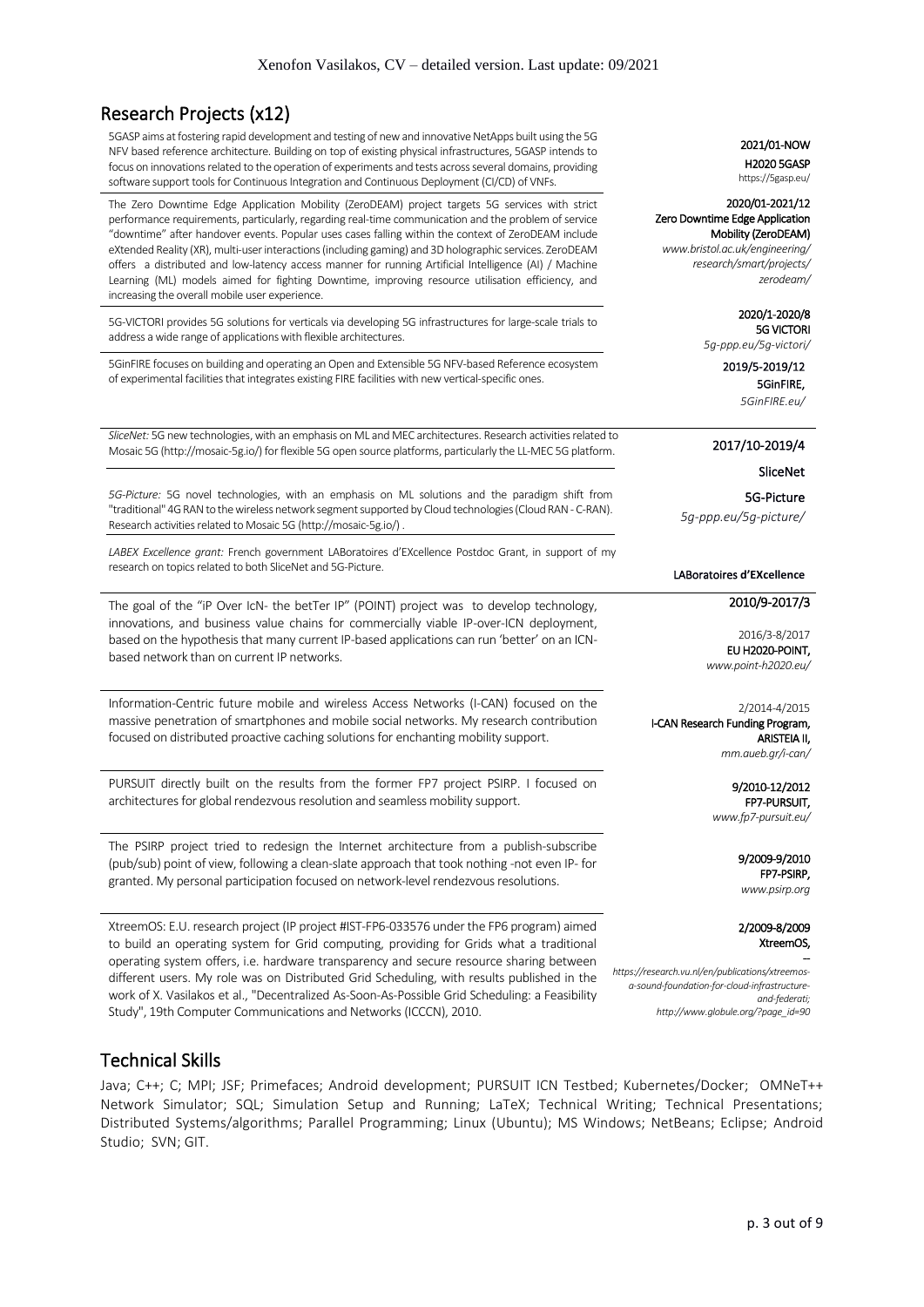## Research Projects (x12)

| | |
|---|---|
| 5GASP aims at fostering rapid development and testing of new and innovative NetApps built using the 5G NFV based reference architecture. Building on top of existing physical infrastructures, 5GASP intends to focus on innovations related to the operation of experiments and tests across several domains, providing software support tools for Continuous Integration and Continuous Deployment (CI/CD) of VNFs. | **2021/01-NOW**<br>**H2020 5GASP**<br>https://5gasp.eu/ |
| The Zero Downtime Edge Application Mobility (ZeroDEAM) project targets 5G services with strict performance requirements, particularly, regarding real-time communication and the problem of service "downtime" after handover events. Popular uses cases falling within the context of ZeroDEAM include eXtended Reality (XR), multi-user interactions (including gaming) and 3D holographic services. ZeroDEAM offers a distributed and low-latency access manner for running Artificial Intelligence (AI) / Machine Learning (ML) models aimed for fighting Downtime, improving resource utilisation efficiency, and increasing the overall mobile user experience. | **2020/01-2021/12**<br>**Zero Downtime Edge Application Mobility (ZeroDEAM)**<br>*www.bristol.ac.uk/engineering/research/smart/projects/zerodeam/* |
| 5G-VICTORI provides 5G solutions for verticals via developing 5G infrastructures for large-scale trials to address a wide range of applications with flexible architectures. | **2020/1-2020/8**<br>**5G VICTORI**<br>*5g-ppp.eu/5g-victori/* |
| 5GinFIRE focuses on building and operating an Open and Extensible 5G NFV-based Reference ecosystem of experimental facilities that integrates existing FIRE facilities with new vertical-specific ones. | **2019/5-2019/12**<br>**5GinFIRE,**<br>*5GinFIRE.eu/* |
| *SliceNet:* 5G new technologies, with an emphasis on ML and MEC architectures. Research activities related to Mosaic 5G (http://mosaic-5g.io/) for flexible 5G open source platforms, particularly the LL-MEC 5G platform. | **2017/10-2019/4**<br>**SliceNet** |
| *5G-Picture:* 5G novel technologies, with an emphasis on ML solutions and the paradigm shift from "traditional" 4G RAN to the wireless network segment supported by Cloud technologies (Cloud RAN - C-RAN). Research activities related to Mosaic 5G (http://mosaic-5g.io/) . | **5G-Picture**<br>*5g-ppp.eu/5g-picture/* |
| *LABEX Excellence grant:* French government LABoratoires d'EXcellence Postdoc Grant, in support of my research on topics related to both SliceNet and 5G-Picture. | **LABoratoires d'EXcellence** |
| The goal of the "iP Over IcN- the betTer IP" (POINT) project was to develop technology, innovations, and business value chains for commercially viable IP-over-ICN deployment, based on the hypothesis that many current IP-based applications can run 'better' on an ICN-based network than on current IP networks. | **2010/9-2017/3**<br><br>2016/3-8/2017<br>**EU H2020-POINT,**<br>*www.point-h2020.eu/* |
| Information-Centric future mobile and wireless Access Networks (I-CAN) focused on the massive penetration of smartphones and mobile social networks. My research contribution focused on distributed proactive caching solutions for enchanting mobility support. | 2/2014-4/2015<br>**I-CAN Research Funding Program, ARISTEIA II,**<br>*mm.aueb.gr/i-can/* |
| PURSUIT directly built on the results from the former FP7 project PSIRP. I focused on architectures for global rendezvous resolution and seamless mobility support. | 9/2010-12/2012<br>**FP7-PURSUIT,**<br>*www.fp7-pursuit.eu/* |
| The PSIRP project tried to redesign the Internet architecture from a publish-subscribe (pub/sub) point of view, following a clean-slate approach that took nothing -not even IP- for granted. My personal participation focused on network-level rendezvous resolutions. | 9/2009-9/2010<br>**FP7-PSIRP,**<br>*www.psirp.org* |
| XtreemOS: E.U. research project (IP project #IST-FP6-033576 under the FP6 program) aimed to build an operating system for Grid computing, providing for Grids what a traditional operating system offers, i.e. hardware transparency and secure resource sharing between different users. My role was on Distributed Grid Scheduling, with results published in the work of X. Vasilakos et al., "Decentralized As-Soon-As-Possible Grid Scheduling: a Feasibility Study", 19th Computer Communications and Networks (ICCCN), 2010. | 2/2009-8/2009<br>**XtreemOS,**<br>--<br>*https://research.vu.nl/en/publications/xtreemos-a-sound-foundation-for-cloud-infrastructure-and-federati; http://www.globule.org/?page_id=90* |

## Technical Skills

Java; C++; C; MPI; JSF; Primefaces; Android development; PURSUIT ICN Testbed; Kubernetes/Docker; OMNeT++ Network Simulator; SQL; Simulation Setup and Running; LaTeX; Technical Writing; Technical Presentations; Distributed Systems/algorithms; Parallel Programming; Linux (Ubuntu); MS Windows; NetBeans; Eclipse; Android Studio; SVN; GIT.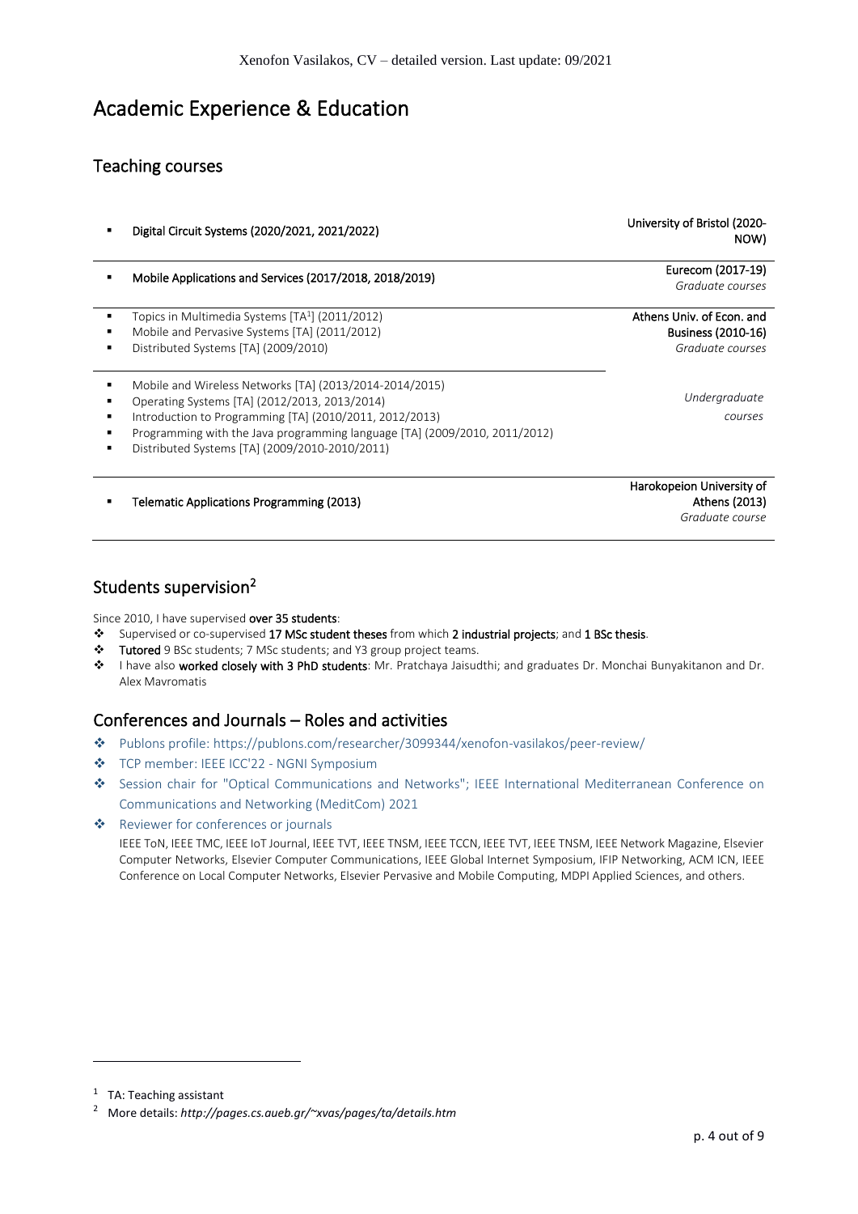# Academic Experience & Education

## Teaching courses

| Course | Institution |
| --- | --- |
| **Digital Circuit Systems (2020/2021, 2021/2022)** | **University of Bristol (2020-NOW)** |
| **Mobile Applications and Services (2017/2018, 2018/2019)** | **Eurecom (2017-19)** *Graduate courses* |
| Topics in Multimedia Systems [TA[1]] (2011/2012)<br>Mobile and Pervasive Systems [TA] (2011/2012)<br>Distributed Systems [TA] (2009/2010) | **Athens Univ. of Econ. and Business (2010-16)** *Graduate courses* |
| Mobile and Wireless Networks [TA] (2013/2014-2014/2015)<br>Operating Systems [TA] (2012/2013, 2013/2014)<br>Introduction to Programming [TA] (2010/2011, 2012/2013)<br>Programming with the Java programming language [TA] (2009/2010, 2011/2012)<br>Distributed Systems [TA] (2009/2010-2010/2011) | *Undergraduate courses* |
| **Telematic Applications Programming (2013)** | **Harokopeion University of Athens (2013)** *Graduate course* |

## Students supervision[2]

Since 2010, I have supervised **over 35 students**:

- Supervised or co-supervised **17 MSc student theses** from which **2 industrial projects**; and **1 BSc thesis**.
- **Tutored** 9 BSc students; 7 MSc students; and Y3 group project teams.
- I have also **worked closely with 3 PhD students**: Mr. Pratchaya Jaisudthi; and graduates Dr. Monchai Bunyakitanon and Dr. Alex Mavromatis

## Conferences and Journals – Roles and activities

- Publons profile: https://publons.com/researcher/3099344/xenofon-vasilakos/peer-review/
- TCP member: IEEE ICC'22 - NGNI Symposium
- Session chair for "Optical Communications and Networks"; IEEE International Mediterranean Conference on Communications and Networking (MeditCom) 2021
- Reviewer for conferences or journals

  IEEE ToN, IEEE TMC, IEEE IoT Journal, IEEE TVT, IEEE TNSM, IEEE TCCN, IEEE TVT, IEEE TNSM, IEEE Network Magazine, Elsevier Computer Networks, Elsevier Computer Communications, IEEE Global Internet Symposium, IFIP Networking, ACM ICN, IEEE Conference on Local Computer Networks, Elsevier Pervasive and Mobile Computing, MDPI Applied Sciences, and others.

---

[1] TA: Teaching assistant

[2] More details: *http://pages.cs.aueb.gr/~xvas/pages/ta/details.htm*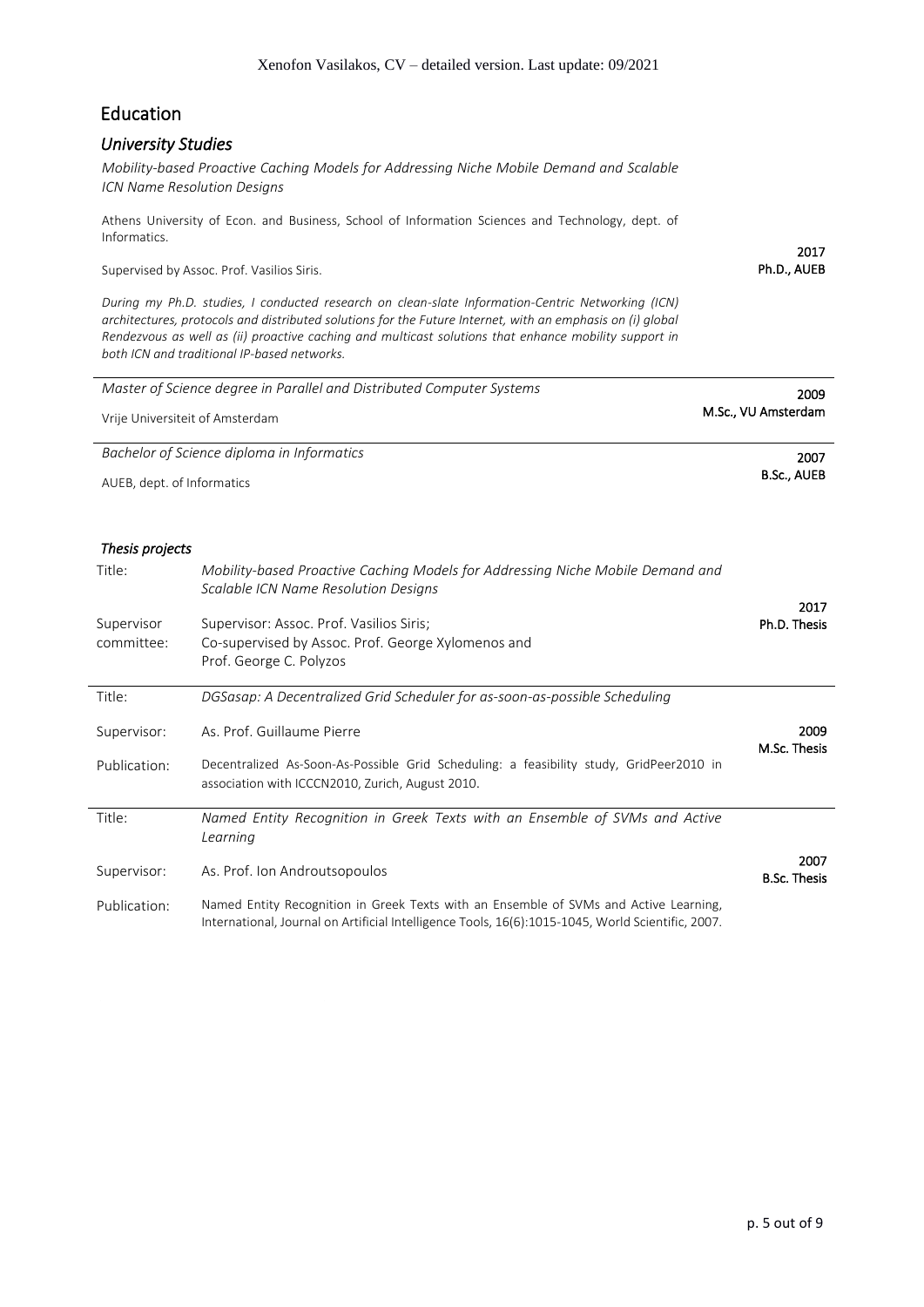# Education

## *University Studies*

*Mobility-based Proactive Caching Models for Addressing Niche Mobile Demand and Scalable ICN Name Resolution Designs*

**2017**
**Ph.D., AUEB**

Athens University of Econ. and Business, School of Information Sciences and Technology, dept. of Informatics.

Supervised by Assoc. Prof. Vasilios Siris.

*During my Ph.D. studies, I conducted research on clean-slate Information-Centric Networking (ICN) architectures, protocols and distributed solutions for the Future Internet, with an emphasis on (i) global Rendezvous as well as (ii) proactive caching and multicast solutions that enhance mobility support in both ICN and traditional IP-based networks.*

---

*Master of Science degree in Parallel and Distributed Computer Systems*

**2009**
**M.Sc., VU Amsterdam**

Vrije Universiteit of Amsterdam

---

*Bachelor of Science diploma in Informatics*

**2007**
**B.Sc., AUEB**

AUEB, dept. of Informatics

### *Thesis projects*

**2017 Ph.D. Thesis**

| | |
|---|---|
| Title: | *Mobility-based Proactive Caching Models for Addressing Niche Mobile Demand and Scalable ICN Name Resolution Designs* |
| Supervisor committee: | Supervisor: Assoc. Prof. Vasilios Siris; Co-supervised by Assoc. Prof. George Xylomenos and Prof. George C. Polyzos |

**2009 M.Sc. Thesis**

| | |
|---|---|
| Title: | *DGSasap: A Decentralized Grid Scheduler for as-soon-as-possible Scheduling* |
| Supervisor: | As. Prof. Guillaume Pierre |
| Publication: | Decentralized As-Soon-As-Possible Grid Scheduling: a feasibility study, GridPeer2010 in association with ICCCN2010, Zurich, August 2010. |

**2007 B.Sc. Thesis**

| | |
|---|---|
| Title: | *Named Entity Recognition in Greek Texts with an Ensemble of SVMs and Active Learning* |
| Supervisor: | As. Prof. Ion Androutsopoulos |
| Publication: | Named Entity Recognition in Greek Texts with an Ensemble of SVMs and Active Learning, International, Journal on Artificial Intelligence Tools, 16(6):1015-1045, World Scientific, 2007. |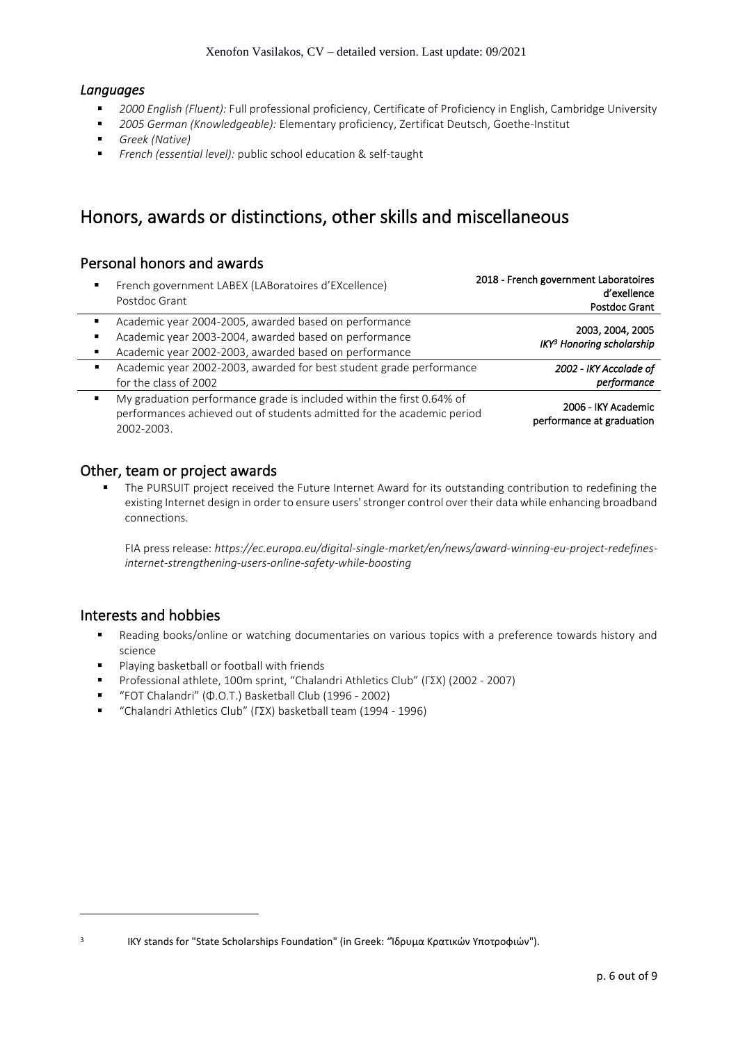### *Languages*

- *2000 English (Fluent):* Full professional proficiency, Certificate of Proficiency in English, Cambridge University
- *2005 German (Knowledgeable):* Elementary proficiency, Zertificat Deutsch, Goethe-Institut
- *Greek (Native)*
- *French (essential level):* public school education & self-taught

# Honors, awards or distinctions, other skills and miscellaneous

## Personal honors and awards

| | |
|---|---|
| ▪ French government LABEX (LABoratoires d'EXcellence) Postdoc Grant | **2018 - French government Laboratoires d'exellence Postdoc Grant** |
| ▪ Academic year 2004-2005, awarded based on performance<br>▪ Academic year 2003-2004, awarded based on performance<br>▪ Academic year 2002-2003, awarded based on performance | **2003, 2004, 2005**<br>***IKY[3] Honoring scholarship*** |
| ▪ Academic year 2002-2003, awarded for best student grade performance for the class of 2002 | ***2002 - IKY Accolade of performance*** |
| ▪ My graduation performance grade is included within the first 0.64% of performances achieved out of students admitted for the academic period 2002-2003. | **2006 - IKY Academic performance at graduation** |

## Other, team or project awards

- The PURSUIT project received the Future Internet Award for its outstanding contribution to redefining the existing Internet design in order to ensure users' stronger control over their data while enhancing broadband connections.

  FIA press release: *https://ec.europa.eu/digital-single-market/en/news/award-winning-eu-project-redefines-internet-strengthening-users-online-safety-while-boosting*

## Interests and hobbies

- Reading books/online or watching documentaries on various topics with a preference towards history and science
- Playing basketball or football with friends
- Professional athlete, 100m sprint, "Chalandri Athletics Club" (ΓΣΧ) (2002 - 2007)
- "FOT Chalandri" (Φ.Ο.Τ.) Basketball Club (1996 - 2002)
- "Chalandri Athletics Club" (ΓΣΧ) basketball team (1994 - 1996)

[3] IKY stands for "State Scholarships Foundation" (in Greek: "Ίδρυμα Κρατικών Υποτροφιών").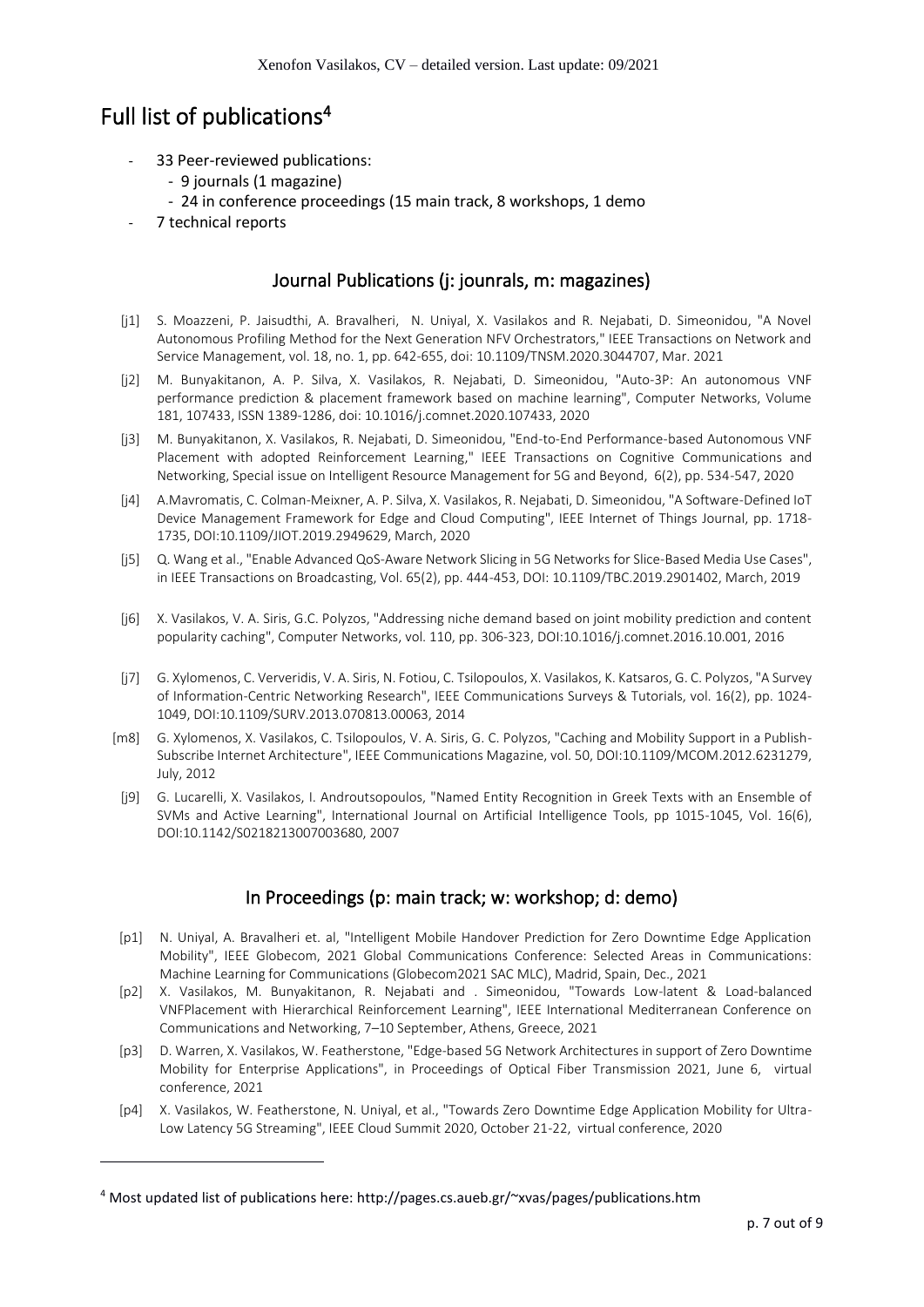# Full list of publications[4]

- 33 Peer-reviewed publications:
  - 9 journals (1 magazine)
  - 24 in conference proceedings (15 main track, 8 workshops, 1 demo
- 7 technical reports

## Journal Publications (j: jounrals, m: magazines)

[j1] S. Moazzeni, P. Jaisudthi, A. Bravalheri, N. Uniyal, X. Vasilakos and R. Nejabati, D. Simeonidou, "A Novel Autonomous Profiling Method for the Next Generation NFV Orchestrators," IEEE Transactions on Network and Service Management, vol. 18, no. 1, pp. 642-655, doi: 10.1109/TNSM.2020.3044707, Mar. 2021

[j2] M. Bunyakitanon, A. P. Silva, X. Vasilakos, R. Nejabati, D. Simeonidou, "Auto-3P: An autonomous VNF performance prediction & placement framework based on machine learning", Computer Networks, Volume 181, 107433, ISSN 1389-1286, doi: 10.1016/j.comnet.2020.107433, 2020

[j3] M. Bunyakitanon, X. Vasilakos, R. Nejabati, D. Simeonidou, "End-to-End Performance-based Autonomous VNF Placement with adopted Reinforcement Learning," IEEE Transactions on Cognitive Communications and Networking, Special issue on Intelligent Resource Management for 5G and Beyond, 6(2), pp. 534-547, 2020

[j4] A.Mavromatis, C. Colman-Meixner, A. P. Silva, X. Vasilakos, R. Nejabati, D. Simeonidou, "A Software-Defined IoT Device Management Framework for Edge and Cloud Computing", IEEE Internet of Things Journal, pp. 1718-1735, DOI:10.1109/JIOT.2019.2949629, March, 2020

[j5] Q. Wang et al., "Enable Advanced QoS-Aware Network Slicing in 5G Networks for Slice-Based Media Use Cases", in IEEE Transactions on Broadcasting, Vol. 65(2), pp. 444-453, DOI: 10.1109/TBC.2019.2901402, March, 2019

[j6] X. Vasilakos, V. A. Siris, G.C. Polyzos, "Addressing niche demand based on joint mobility prediction and content popularity caching", Computer Networks, vol. 110, pp. 306-323, DOI:10.1016/j.comnet.2016.10.001, 2016

[j7] G. Xylomenos, C. Ververidis, V. A. Siris, N. Fotiou, C. Tsilopoulos, X. Vasilakos, K. Katsaros, G. C. Polyzos, "A Survey of Information-Centric Networking Research", IEEE Communications Surveys & Tutorials, vol. 16(2), pp. 1024-1049, DOI:10.1109/SURV.2013.070813.00063, 2014

[m8] G. Xylomenos, X. Vasilakos, C. Tsilopoulos, V. A. Siris, G. C. Polyzos, "Caching and Mobility Support in a Publish-Subscribe Internet Architecture", IEEE Communications Magazine, vol. 50, DOI:10.1109/MCOM.2012.6231279, July, 2012

[j9] G. Lucarelli, X. Vasilakos, I. Androutsopoulos, "Named Entity Recognition in Greek Texts with an Ensemble of SVMs and Active Learning", International Journal on Artificial Intelligence Tools, pp 1015-1045, Vol. 16(6), DOI:10.1142/S0218213007003680, 2007

## In Proceedings (p: main track; w: workshop; d: demo)

[p1] N. Uniyal, A. Bravalheri et. al, "Intelligent Mobile Handover Prediction for Zero Downtime Edge Application Mobility", IEEE Globecom, 2021 Global Communications Conference: Selected Areas in Communications: Machine Learning for Communications (Globecom2021 SAC MLC), Madrid, Spain, Dec., 2021

[p2] X. Vasilakos, M. Bunyakitanon, R. Nejabati and . Simeonidou, "Towards Low-latent & Load-balanced VNFPlacement with Hierarchical Reinforcement Learning", IEEE International Mediterranean Conference on Communications and Networking, 7–10 September, Athens, Greece, 2021

[p3] D. Warren, X. Vasilakos, W. Featherstone, "Edge-based 5G Network Architectures in support of Zero Downtime Mobility for Enterprise Applications", in Proceedings of Optical Fiber Transmission 2021, June 6, virtual conference, 2021

[p4] X. Vasilakos, W. Featherstone, N. Uniyal, et al., "Towards Zero Downtime Edge Application Mobility for Ultra-Low Latency 5G Streaming", IEEE Cloud Summit 2020, October 21-22, virtual conference, 2020

---

[4] Most updated list of publications here: http://pages.cs.aueb.gr/~xvas/pages/publications.htm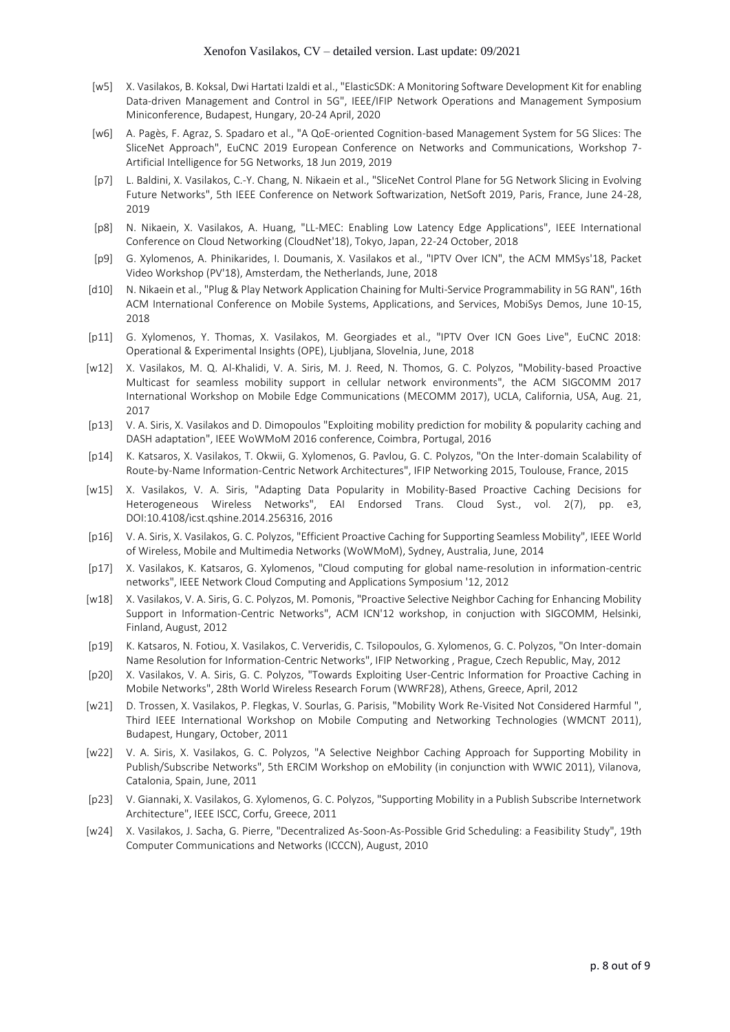- [w5] X. Vasilakos, B. Koksal, Dwi Hartati Izaldi et al., "ElasticSDK: A Monitoring Software Development Kit for enabling Data-driven Management and Control in 5G", IEEE/IFIP Network Operations and Management Symposium Miniconference, Budapest, Hungary, 20-24 April, 2020
- [w6] A. Pagès, F. Agraz, S. Spadaro et al., "A QoE-oriented Cognition-based Management System for 5G Slices: The SliceNet Approach", EuCNC 2019 European Conference on Networks and Communications, Workshop 7- Artificial Intelligence for 5G Networks, 18 Jun 2019, 2019
- [p7] L. Baldini, X. Vasilakos, C.-Y. Chang, N. Nikaein et al., "SliceNet Control Plane for 5G Network Slicing in Evolving Future Networks", 5th IEEE Conference on Network Softwarization, NetSoft 2019, Paris, France, June 24-28, 2019
- [p8] N. Nikaein, X. Vasilakos, A. Huang, "LL-MEC: Enabling Low Latency Edge Applications", IEEE International Conference on Cloud Networking (CloudNet'18), Tokyo, Japan, 22-24 October, 2018
- [p9] G. Xylomenos, A. Phinikarides, I. Doumanis, X. Vasilakos et al., "IPTV Over ICN", the ACM MMSys'18, Packet Video Workshop (PV'18), Amsterdam, the Netherlands, June, 2018
- [d10] N. Nikaein et al., "Plug & Play Network Application Chaining for Multi-Service Programmability in 5G RAN", 16th ACM International Conference on Mobile Systems, Applications, and Services, MobiSys Demos, June 10-15, 2018
- [p11] G. Xylomenos, Y. Thomas, X. Vasilakos, M. Georgiades et al., "IPTV Over ICN Goes Live", EuCNC 2018: Operational & Experimental Insights (OPE), Ljubljana, Slovelnia, June, 2018
- [w12] X. Vasilakos, M. Q. Al-Khalidi, V. A. Siris, M. J. Reed, N. Thomos, G. C. Polyzos, "Mobility-based Proactive Multicast for seamless mobility support in cellular network environments", the ACM SIGCOMM 2017 International Workshop on Mobile Edge Communications (MECOMM 2017), UCLA, California, USA, Aug. 21, 2017
- [p13] V. A. Siris, X. Vasilakos and D. Dimopoulos "Exploiting mobility prediction for mobility & popularity caching and DASH adaptation", IEEE WoWMoM 2016 conference, Coimbra, Portugal, 2016
- [p14] K. Katsaros, X. Vasilakos, T. Okwii, G. Xylomenos, G. Pavlou, G. C. Polyzos, "On the Inter-domain Scalability of Route-by-Name Information-Centric Network Architectures", IFIP Networking 2015, Toulouse, France, 2015
- [w15] X. Vasilakos, V. A. Siris, "Adapting Data Popularity in Mobility-Based Proactive Caching Decisions for Heterogeneous Wireless Networks", EAI Endorsed Trans. Cloud Syst., vol. 2(7), pp. e3, DOI:10.4108/icst.qshine.2014.256316, 2016
- [p16] V. A. Siris, X. Vasilakos, G. C. Polyzos, "Efficient Proactive Caching for Supporting Seamless Mobility", IEEE World of Wireless, Mobile and Multimedia Networks (WoWMoM), Sydney, Australia, June, 2014
- [p17] X. Vasilakos, K. Katsaros, G. Xylomenos, "Cloud computing for global name-resolution in information-centric networks", IEEE Network Cloud Computing and Applications Symposium '12, 2012
- [w18] X. Vasilakos, V. A. Siris, G. C. Polyzos, M. Pomonis, "Proactive Selective Neighbor Caching for Enhancing Mobility Support in Information-Centric Networks", ACM ICN'12 workshop, in conjuction with SIGCOMM, Helsinki, Finland, August, 2012
- [p19] K. Katsaros, N. Fotiou, X. Vasilakos, C. Ververidis, C. Tsilopoulos, G. Xylomenos, G. C. Polyzos, "On Inter-domain Name Resolution for Information-Centric Networks", IFIP Networking , Prague, Czech Republic, May, 2012
- [p20] X. Vasilakos, V. A. Siris, G. C. Polyzos, "Towards Exploiting User-Centric Information for Proactive Caching in Mobile Networks", 28th World Wireless Research Forum (WWRF28), Athens, Greece, April, 2012
- [w21] D. Trossen, X. Vasilakos, P. Flegkas, V. Sourlas, G. Parisis, "Mobility Work Re-Visited Not Considered Harmful ", Third IEEE International Workshop on Mobile Computing and Networking Technologies (WMCNT 2011), Budapest, Hungary, October, 2011
- [w22] V. A. Siris, X. Vasilakos, G. C. Polyzos, "A Selective Neighbor Caching Approach for Supporting Mobility in Publish/Subscribe Networks", 5th ERCIM Workshop on eMobility (in conjunction with WWIC 2011), Vilanova, Catalonia, Spain, June, 2011
- [p23] V. Giannaki, X. Vasilakos, G. Xylomenos, G. C. Polyzos, "Supporting Mobility in a Publish Subscribe Internetwork Architecture", IEEE ISCC, Corfu, Greece, 2011
- [w24] X. Vasilakos, J. Sacha, G. Pierre, "Decentralized As-Soon-As-Possible Grid Scheduling: a Feasibility Study", 19th Computer Communications and Networks (ICCCN), August, 2010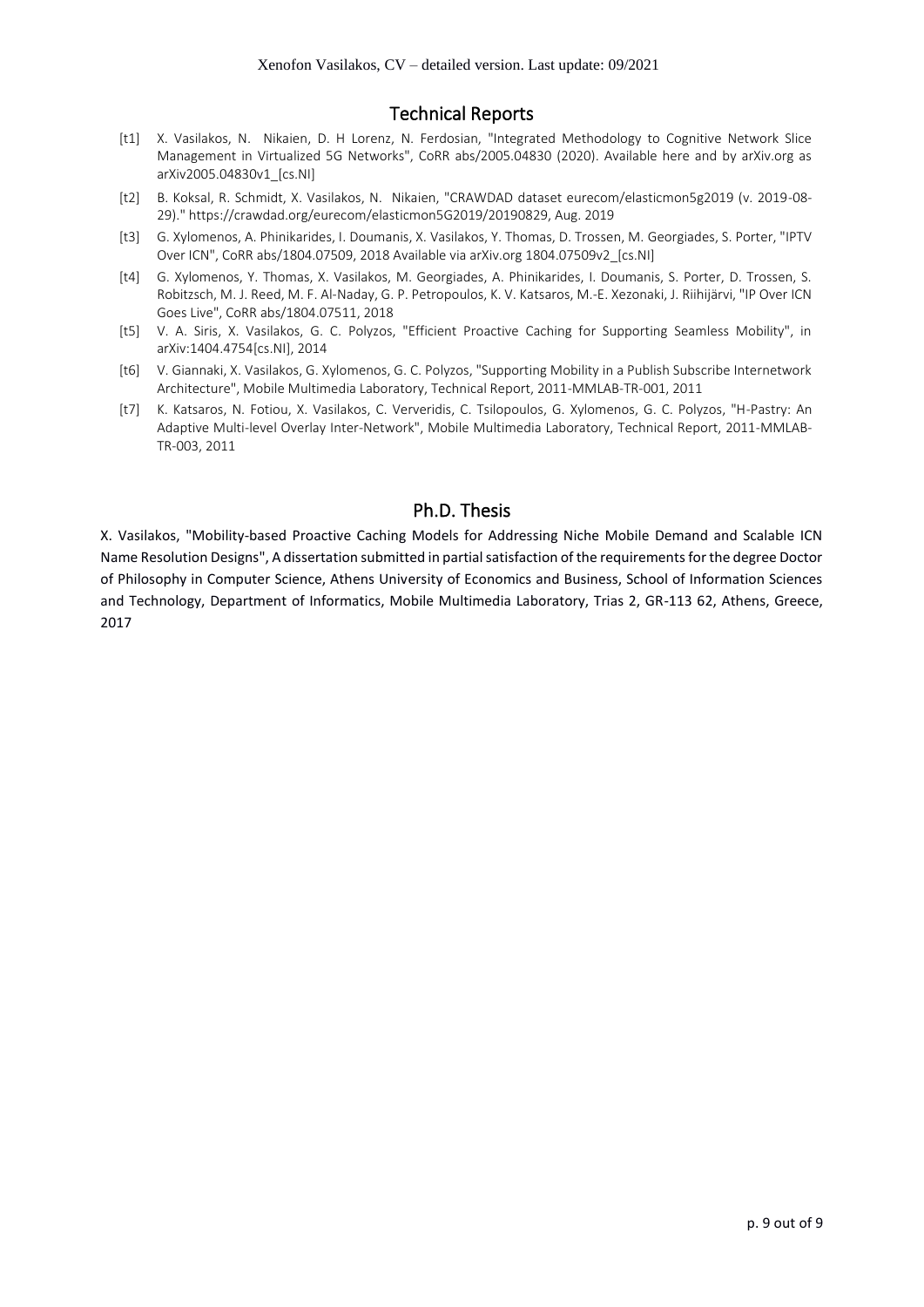## Technical Reports

[t1] X. Vasilakos, N. Nikaien, D. H Lorenz, N. Ferdosian, "Integrated Methodology to Cognitive Network Slice Management in Virtualized 5G Networks", CoRR abs/2005.04830 (2020). Available here and by arXiv.org as arXiv2005.04830v1_[cs.NI]

[t2] B. Koksal, R. Schmidt, X. Vasilakos, N. Nikaien, "CRAWDAD dataset eurecom/elasticmon5g2019 (v. 2019-08-29)." https://crawdad.org/eurecom/elasticmon5G2019/20190829, Aug. 2019

[t3] G. Xylomenos, A. Phinikarides, I. Doumanis, X. Vasilakos, Y. Thomas, D. Trossen, M. Georgiades, S. Porter, "IPTV Over ICN", CoRR abs/1804.07509, 2018 Available via arXiv.org 1804.07509v2_[cs.NI]

[t4] G. Xylomenos, Y. Thomas, X. Vasilakos, M. Georgiades, A. Phinikarides, I. Doumanis, S. Porter, D. Trossen, S. Robitzsch, M. J. Reed, M. F. Al-Naday, G. P. Petropoulos, K. V. Katsaros, M.-E. Xezonaki, J. Riihijärvi, "IP Over ICN Goes Live", CoRR abs/1804.07511, 2018

[t5] V. A. Siris, X. Vasilakos, G. C. Polyzos, "Efficient Proactive Caching for Supporting Seamless Mobility", in arXiv:1404.4754[cs.NI], 2014

[t6] V. Giannaki, X. Vasilakos, G. Xylomenos, G. C. Polyzos, "Supporting Mobility in a Publish Subscribe Internetwork Architecture", Mobile Multimedia Laboratory, Technical Report, 2011-MMLAB-TR-001, 2011

[t7] K. Katsaros, N. Fotiou, X. Vasilakos, C. Ververidis, C. Tsilopoulos, G. Xylomenos, G. C. Polyzos, "H-Pastry: An Adaptive Multi-level Overlay Inter-Network", Mobile Multimedia Laboratory, Technical Report, 2011-MMLAB-TR-003, 2011

## Ph.D. Thesis

X. Vasilakos, "Mobility-based Proactive Caching Models for Addressing Niche Mobile Demand and Scalable ICN Name Resolution Designs", A dissertation submitted in partial satisfaction of the requirements for the degree Doctor of Philosophy in Computer Science, Athens University of Economics and Business, School of Information Sciences and Technology, Department of Informatics, Mobile Multimedia Laboratory, Trias 2, GR-113 62, Athens, Greece, 2017